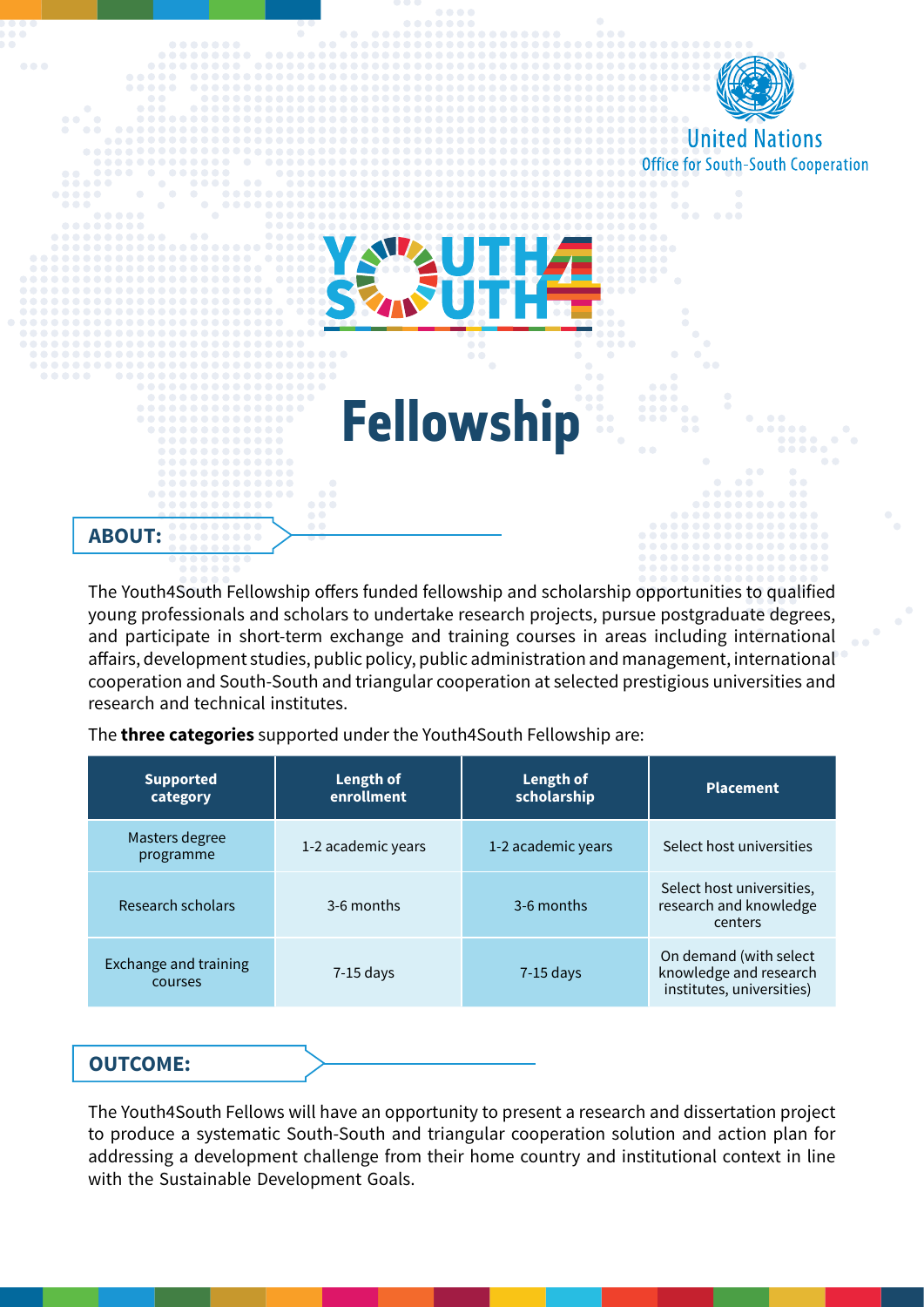United Nations
Office for South-South Cooperation

# YOUTH 4 SOUTH

# Fellowship

## ABOUT:

The Youth4South Fellowship offers funded fellowship and scholarship opportunities to qualified young professionals and scholars to undertake research projects, pursue postgraduate degrees, and participate in short-term exchange and training courses in areas including international affairs, development studies, public policy, public administration and management, international cooperation and South-South and triangular cooperation at selected prestigious universities and research and technical institutes.

The **three categories** supported under the Youth4South Fellowship are:

| Supported category | Length of enrollment | Length of scholarship | Placement |
|---|---|---|---|
| Masters degree programme | 1-2 academic years | 1-2 academic years | Select host universities |
| Research scholars | 3-6 months | 3-6 months | Select host universities, research and knowledge centers |
| Exchange and training courses | 7-15 days | 7-15 days | On demand (with select knowledge and research institutes, universities) |

## OUTCOME:

The Youth4South Fellows will have an opportunity to present a research and dissertation project to produce a systematic South-South and triangular cooperation solution and action plan for addressing a development challenge from their home country and institutional context in line with the Sustainable Development Goals.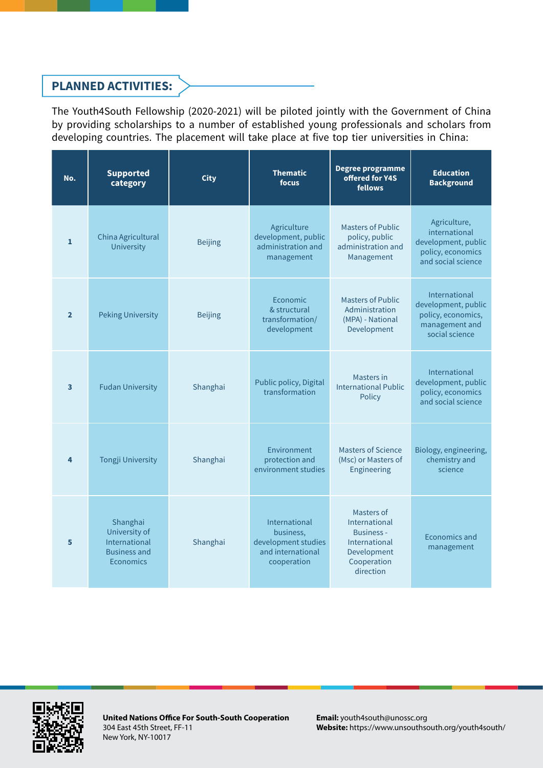## PLANNED ACTIVITIES:

The Youth4South Fellowship (2020-2021) will be piloted jointly with the Government of China by providing scholarships to a number of established young professionals and scholars from developing countries. The placement will take place at five top tier universities in China:

| No. | Supported category | City | Thematic focus | Degree programme offered for Y4S fellows | Education Background |
|---|---|---|---|---|---|
| 1 | China Agricultural University | Beijing | Agriculture development, public administration and management | Masters of Public policy, public administration and Management | Agriculture, international development, public policy, economics and social science |
| 2 | Peking University | Beijing | Economic & structural transformation/ development | Masters of Public Administration (MPA) - National Development | International development, public policy, economics, management and social science |
| 3 | Fudan University | Shanghai | Public policy, Digital transformation | Masters in International Public Policy | International development, public policy, economics and social science |
| 4 | Tongji University | Shanghai | Environment protection and environment studies | Masters of Science (Msc) or Masters of Engineering | Biology, engineering, chemistry and science |
| 5 | Shanghai University of International Business and Economics | Shanghai | International business, development studies and international cooperation | Masters of International Business - International Development Cooperation direction | Economics and management |

**United Nations Office For South-South Cooperation**
304 East 45th Street, FF-11
New York, NY-10017

**Email:** youth4south@unossc.org
**Website:** https://www.unsouthsouth.org/youth4south/